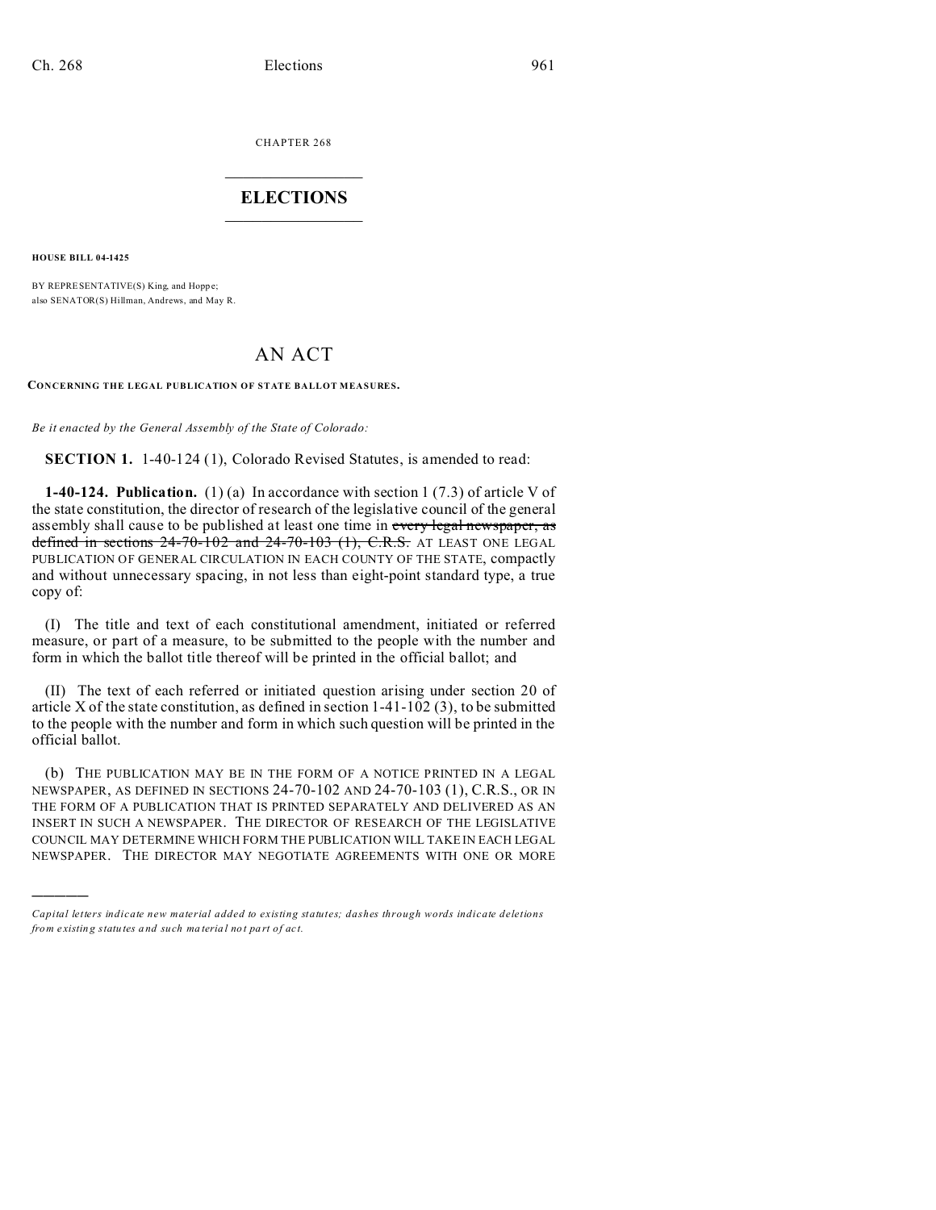CHAPTER 268

# ELECTIONS

**HOUSE BILL 04-1425**

BY REPRESENTATIVE(S) King, and Hoppe;
also SENATOR(S) Hillman, Andrews, and May R.

# AN ACT

**CONCERNING THE LEGAL PUBLICATION OF STATE BALLOT MEASURES.**

*Be it enacted by the General Assembly of the State of Colorado:*

**SECTION 1.** 1-40-124 (1), Colorado Revised Statutes, is amended to read:

**1-40-124. Publication.** (1) (a) In accordance with section 1 (7.3) of article V of the state constitution, the director of research of the legislative council of the general assembly shall cause to be published at least one time in ~~every legal newspaper, as defined in sections 24-70-102 and 24-70-103 (1), C.R.S.~~ AT LEAST ONE LEGAL PUBLICATION OF GENERAL CIRCULATION IN EACH COUNTY OF THE STATE, compactly and without unnecessary spacing, in not less than eight-point standard type, a true copy of:

(I) The title and text of each constitutional amendment, initiated or referred measure, or part of a measure, to be submitted to the people with the number and form in which the ballot title thereof will be printed in the official ballot; and

(II) The text of each referred or initiated question arising under section 20 of article X of the state constitution, as defined in section 1-41-102 (3), to be submitted to the people with the number and form in which such question will be printed in the official ballot.

(b) THE PUBLICATION MAY BE IN THE FORM OF A NOTICE PRINTED IN A LEGAL NEWSPAPER, AS DEFINED IN SECTIONS 24-70-102 AND 24-70-103 (1), C.R.S., OR IN THE FORM OF A PUBLICATION THAT IS PRINTED SEPARATELY AND DELIVERED AS AN INSERT IN SUCH A NEWSPAPER. THE DIRECTOR OF RESEARCH OF THE LEGISLATIVE COUNCIL MAY DETERMINE WHICH FORM THE PUBLICATION WILL TAKE IN EACH LEGAL NEWSPAPER. THE DIRECTOR MAY NEGOTIATE AGREEMENTS WITH ONE OR MORE

---

*Capital letters indicate new material added to existing statutes; dashes through words indicate deletions from existing statutes and such material not part of act.*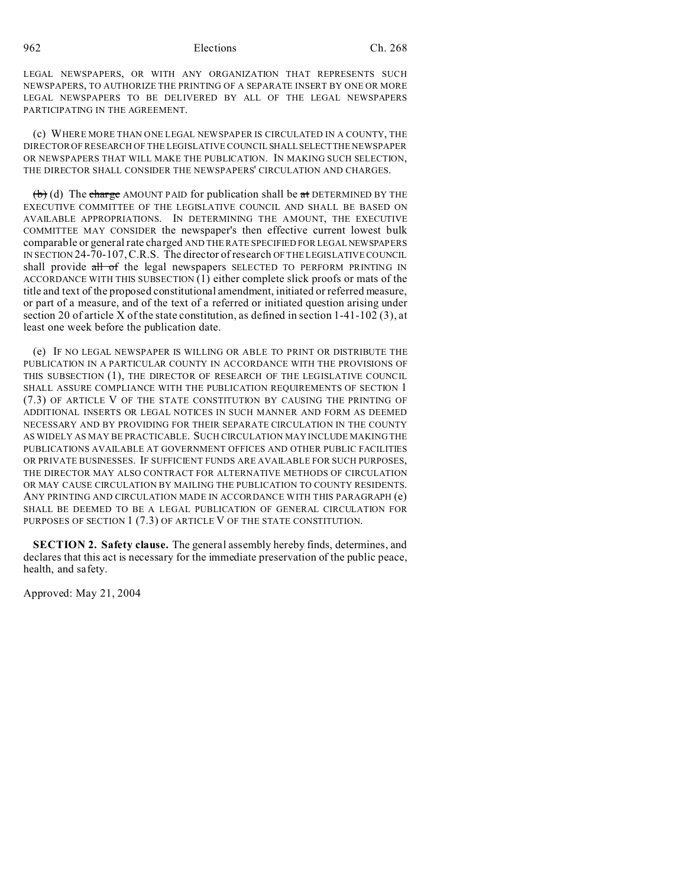LEGAL NEWSPAPERS, OR WITH ANY ORGANIZATION THAT REPRESENTS SUCH NEWSPAPERS, TO AUTHORIZE THE PRINTING OF A SEPARATE INSERT BY ONE OR MORE LEGAL NEWSPAPERS TO BE DELIVERED BY ALL OF THE LEGAL NEWSPAPERS PARTICIPATING IN THE AGREEMENT.

(c) WHERE MORE THAN ONE LEGAL NEWSPAPER IS CIRCULATED IN A COUNTY, THE DIRECTOR OF RESEARCH OF THE LEGISLATIVE COUNCIL SHALL SELECT THE NEWSPAPER OR NEWSPAPERS THAT WILL MAKE THE PUBLICATION. IN MAKING SUCH SELECTION, THE DIRECTOR SHALL CONSIDER THE NEWSPAPERS' CIRCULATION AND CHARGES.

~~(b)~~ (d) The ~~charge~~ AMOUNT PAID for publication shall be ~~at~~ DETERMINED BY THE EXECUTIVE COMMITTEE OF THE LEGISLATIVE COUNCIL AND SHALL BE BASED ON AVAILABLE APPROPRIATIONS. IN DETERMINING THE AMOUNT, THE EXECUTIVE COMMITTEE MAY CONSIDER the newspaper's then effective current lowest bulk comparable or general rate charged AND THE RATE SPECIFIED FOR LEGAL NEWSPAPERS IN SECTION 24-70-107, C.R.S. The director of research OF THE LEGISLATIVE COUNCIL shall provide ~~all of~~ the legal newspapers SELECTED TO PERFORM PRINTING IN ACCORDANCE WITH THIS SUBSECTION (1) either complete slick proofs or mats of the title and text of the proposed constitutional amendment, initiated or referred measure, or part of a measure, and of the text of a referred or initiated question arising under section 20 of article X of the state constitution, as defined in section 1-41-102 (3), at least one week before the publication date.

(e) IF NO LEGAL NEWSPAPER IS WILLING OR ABLE TO PRINT OR DISTRIBUTE THE PUBLICATION IN A PARTICULAR COUNTY IN ACCORDANCE WITH THE PROVISIONS OF THIS SUBSECTION (1), THE DIRECTOR OF RESEARCH OF THE LEGISLATIVE COUNCIL SHALL ASSURE COMPLIANCE WITH THE PUBLICATION REQUIREMENTS OF SECTION 1 (7.3) OF ARTICLE V OF THE STATE CONSTITUTION BY CAUSING THE PRINTING OF ADDITIONAL INSERTS OR LEGAL NOTICES IN SUCH MANNER AND FORM AS DEEMED NECESSARY AND BY PROVIDING FOR THEIR SEPARATE CIRCULATION IN THE COUNTY AS WIDELY AS MAY BE PRACTICABLE. SUCH CIRCULATION MAY INCLUDE MAKING THE PUBLICATIONS AVAILABLE AT GOVERNMENT OFFICES AND OTHER PUBLIC FACILITIES OR PRIVATE BUSINESSES. IF SUFFICIENT FUNDS ARE AVAILABLE FOR SUCH PURPOSES, THE DIRECTOR MAY ALSO CONTRACT FOR ALTERNATIVE METHODS OF CIRCULATION OR MAY CAUSE CIRCULATION BY MAILING THE PUBLICATION TO COUNTY RESIDENTS. ANY PRINTING AND CIRCULATION MADE IN ACCORDANCE WITH THIS PARAGRAPH (e) SHALL BE DEEMED TO BE A LEGAL PUBLICATION OF GENERAL CIRCULATION FOR PURPOSES OF SECTION 1 (7.3) OF ARTICLE V OF THE STATE CONSTITUTION.

**SECTION 2. Safety clause.** The general assembly hereby finds, determines, and declares that this act is necessary for the immediate preservation of the public peace, health, and safety.

Approved: May 21, 2004